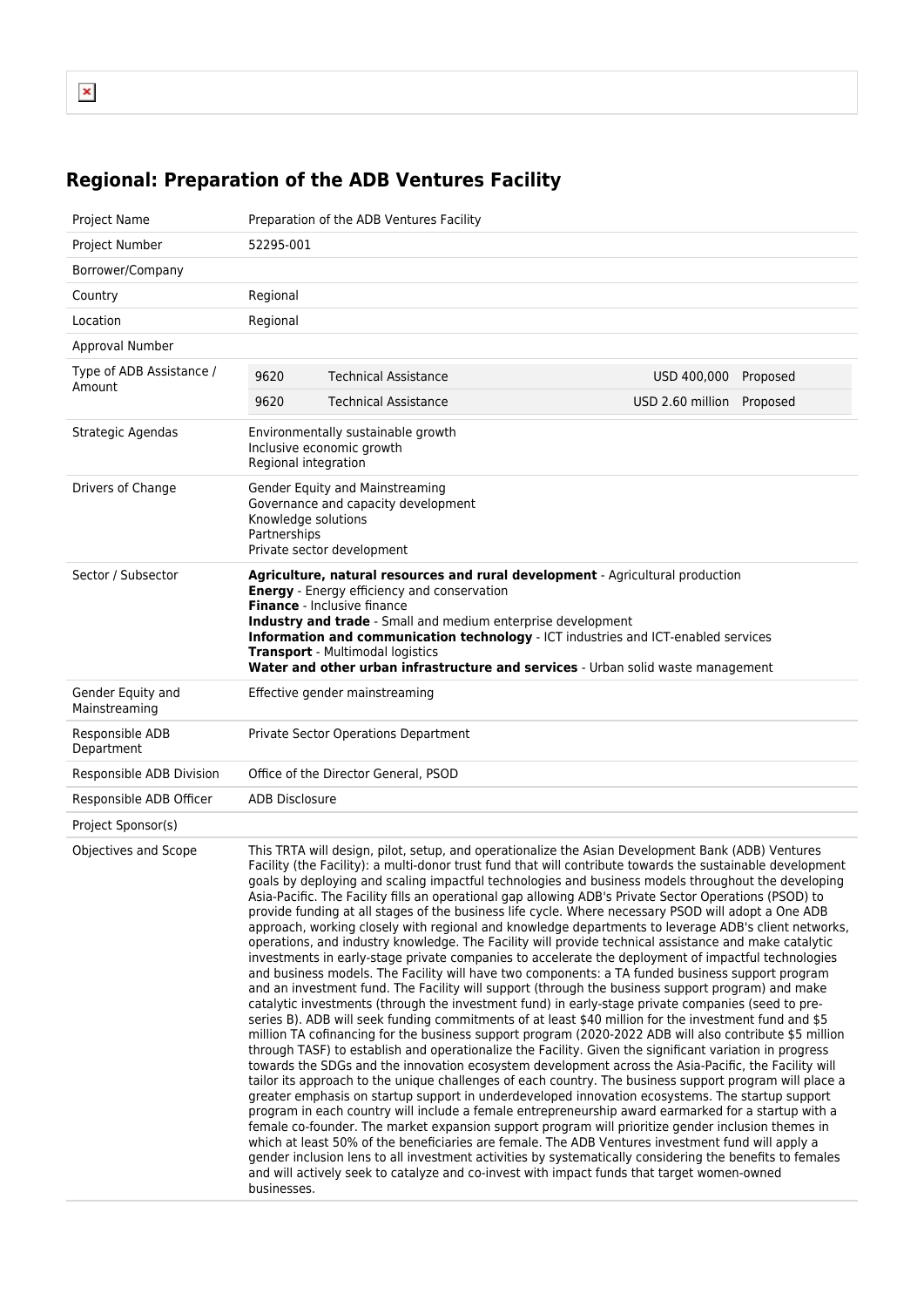## Regional: Preparation of the ADB Ventures Facility

| | |
|---|---|
| Project Name | Preparation of the ADB Ventures Facility |
| Project Number | 52295-001 |
| Borrower/Company | |
| Country | Regional |
| Location | Regional |
| Approval Number | |
| Type of ADB Assistance / Amount | 9620 Technical Assistance USD 400,000 Proposed<br>9620 Technical Assistance USD 2.60 million Proposed |
| Strategic Agendas | Environmentally sustainable growth<br>Inclusive economic growth<br>Regional integration |
| Drivers of Change | Gender Equity and Mainstreaming<br>Governance and capacity development<br>Knowledge solutions<br>Partnerships<br>Private sector development |
| Sector / Subsector | **Agriculture, natural resources and rural development** - Agricultural production<br>**Energy** - Energy efficiency and conservation<br>**Finance** - Inclusive finance<br>**Industry and trade** - Small and medium enterprise development<br>**Information and communication technology** - ICT industries and ICT-enabled services<br>**Transport** - Multimodal logistics<br>**Water and other urban infrastructure and services** - Urban solid waste management |
| Gender Equity and Mainstreaming | Effective gender mainstreaming |
| Responsible ADB Department | Private Sector Operations Department |
| Responsible ADB Division | Office of the Director General, PSOD |
| Responsible ADB Officer | ADB Disclosure |
| Project Sponsor(s) | |
| Objectives and Scope | This TRTA will design, pilot, setup, and operationalize the Asian Development Bank (ADB) Ventures Facility (the Facility): a multi-donor trust fund that will contribute towards the sustainable development goals by deploying and scaling impactful technologies and business models throughout the developing Asia-Pacific. The Facility fills an operational gap allowing ADB's Private Sector Operations (PSOD) to provide funding at all stages of the business life cycle. Where necessary PSOD will adopt a One ADB approach, working closely with regional and knowledge departments to leverage ADB's client networks, operations, and industry knowledge. The Facility will provide technical assistance and make catalytic investments in early-stage private companies to accelerate the deployment of impactful technologies and business models. The Facility will have two components: a TA funded business support program and an investment fund. The Facility will support (through the business support program) and make catalytic investments (through the investment fund) in early-stage private companies (seed to pre-series B). ADB will seek funding commitments of at least $40 million for the investment fund and $5 million TA cofinancing for the business support program (2020-2022 ADB will also contribute $5 million through TASF) to establish and operationalize the Facility. Given the significant variation in progress towards the SDGs and the innovation ecosystem development across the Asia-Pacific, the Facility will tailor its approach to the unique challenges of each country. The business support program will place a greater emphasis on startup support in underdeveloped innovation ecosystems. The startup support program in each country will include a female entrepreneurship award earmarked for a startup with a female co-founder. The market expansion support program will prioritize gender inclusion themes in which at least 50% of the beneficiaries are female. The ADB Ventures investment fund will apply a gender inclusion lens to all investment activities by systematically considering the benefits to females and will actively seek to catalyze and co-invest with impact funds that target women-owned businesses. |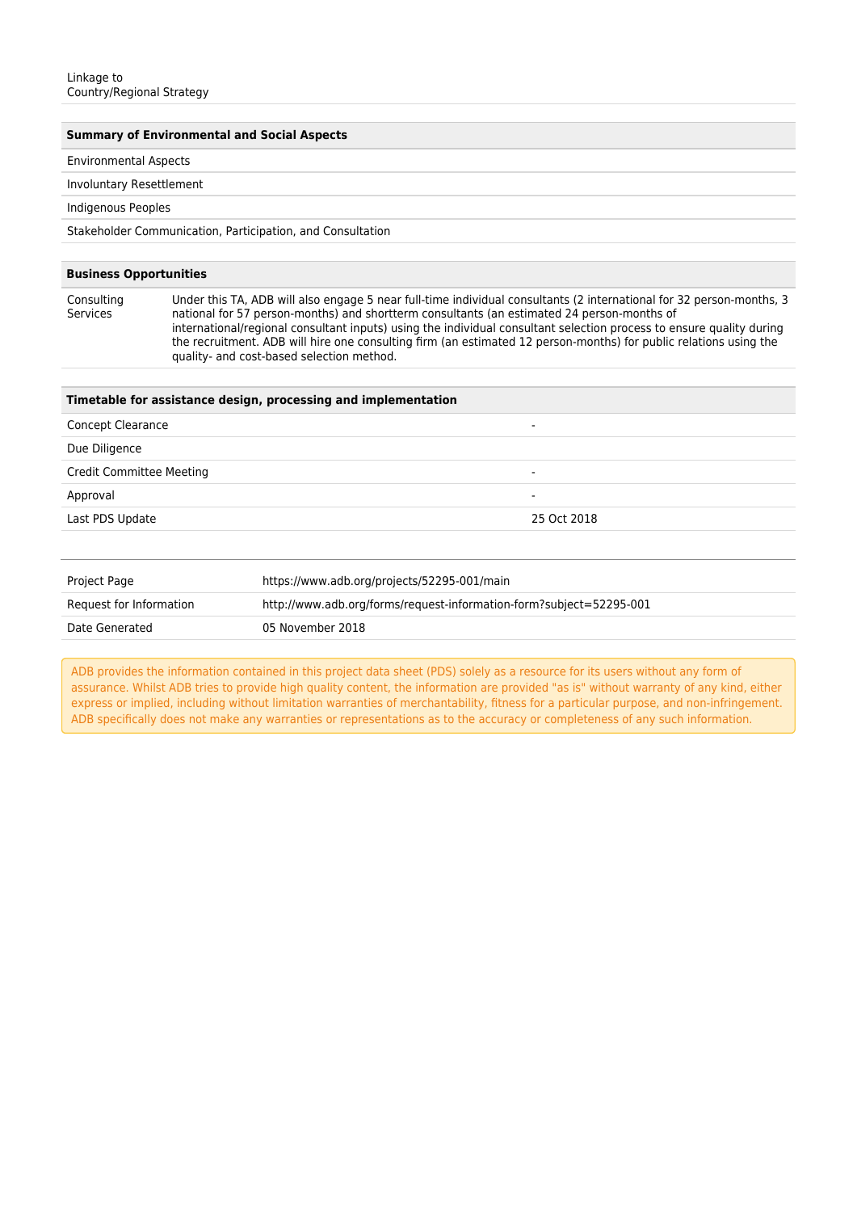| | |
|---|---|
| Linkage to Country/Regional Strategy | |

| Summary of Environmental and Social Aspects |
|---|
| Environmental Aspects |
| Involuntary Resettlement |
| Indigenous Peoples |
| Stakeholder Communication, Participation, and Consultation |

| Business Opportunities | |
|---|---|
| Consulting Services | Under this TA, ADB will also engage 5 near full-time individual consultants (2 international for 32 person-months, 3 national for 57 person-months) and shortterm consultants (an estimated 24 person-months of international/regional consultant inputs) using the individual consultant selection process to ensure quality during the recruitment. ADB will hire one consulting firm (an estimated 12 person-months) for public relations using the quality- and cost-based selection method. |

| Timetable for assistance design, processing and implementation | |
|---|---|
| Concept Clearance | - |
| Due Diligence | |
| Credit Committee Meeting | - |
| Approval | - |
| Last PDS Update | 25 Oct 2018 |

| | |
|---|---|
| Project Page | https://www.adb.org/projects/52295-001/main |
| Request for Information | http://www.adb.org/forms/request-information-form?subject=52295-001 |
| Date Generated | 05 November 2018 |

ADB provides the information contained in this project data sheet (PDS) solely as a resource for its users without any form of assurance. Whilst ADB tries to provide high quality content, the information are provided "as is" without warranty of any kind, either express or implied, including without limitation warranties of merchantability, fitness for a particular purpose, and non-infringement. ADB specifically does not make any warranties or representations as to the accuracy or completeness of any such information.